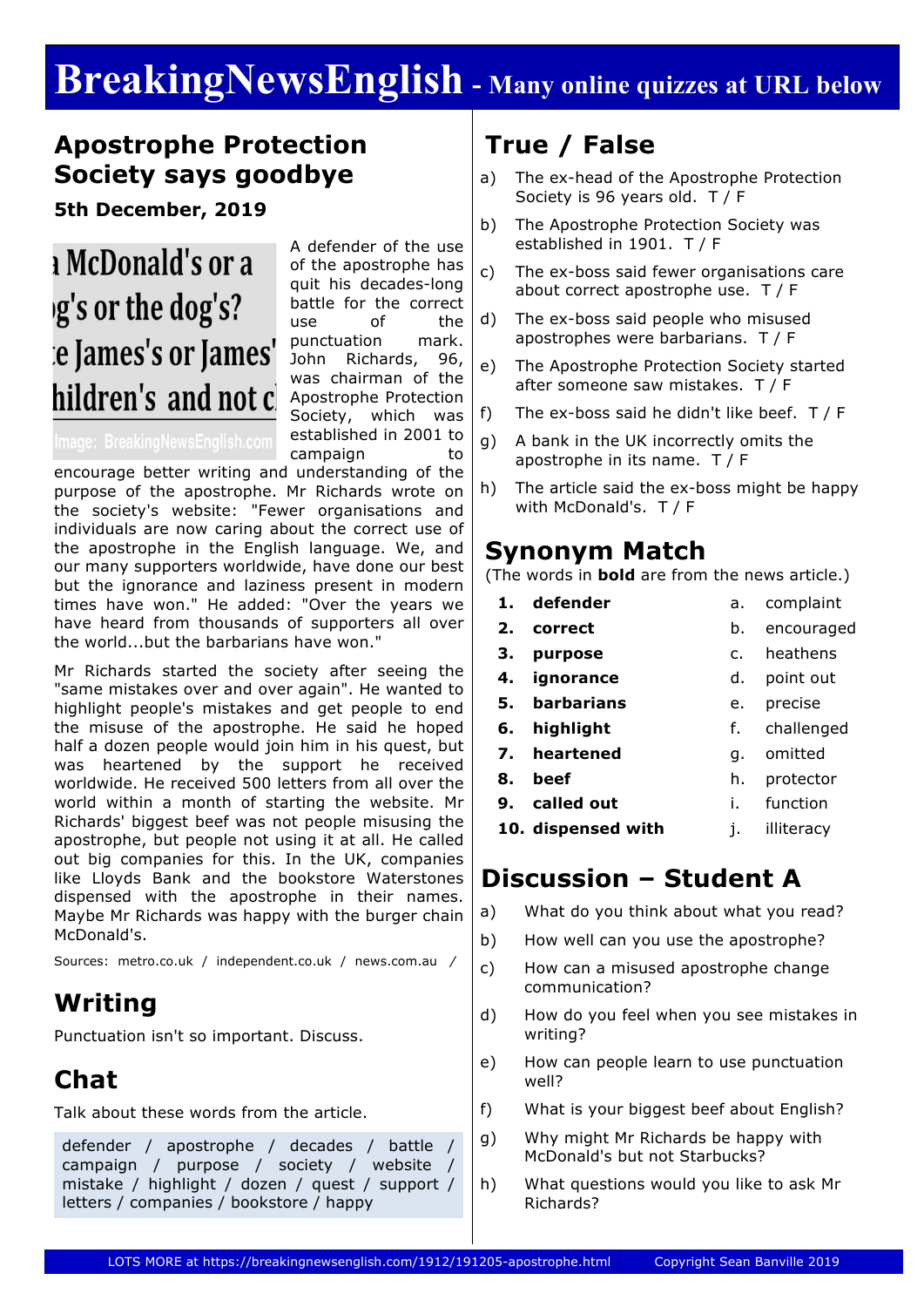# BreakingNewsEnglish - Many online quizzes at URL below

## Apostrophe Protection Society says goodbye

**5th December, 2019**

A defender of the use of the apostrophe has quit his decades-long battle for the correct use of the punctuation mark. John Richards, 96, was chairman of the Apostrophe Protection Society, which was established in 2001 to campaign to encourage better writing and understanding of the purpose of the apostrophe. Mr Richards wrote on the society's website: "Fewer organisations and individuals are now caring about the correct use of the apostrophe in the English language. We, and our many supporters worldwide, have done our best but the ignorance and laziness present in modern times have won." He added: "Over the years we have heard from thousands of supporters all over the world...but the barbarians have won."

Mr Richards started the society after seeing the "same mistakes over and over again". He wanted to highlight people's mistakes and get people to end the misuse of the apostrophe. He said he hoped half a dozen people would join him in his quest, but was heartened by the support he received worldwide. He received 500 letters from all over the world within a month of starting the website. Mr Richards' biggest beef was not people misusing the apostrophe, but people not using it at all. He called out big companies for this. In the UK, companies like Lloyds Bank and the bookstore Waterstones dispensed with the apostrophe in their names. Maybe Mr Richards was happy with the burger chain McDonald's.

Sources: metro.co.uk / independent.co.uk / news.com.au /

## Writing

Punctuation isn't so important. Discuss.

## Chat

Talk about these words from the article.

defender / apostrophe / decades / battle / campaign / purpose / society / website / mistake / highlight / dozen / quest / support / letters / companies / bookstore / happy

## True / False

a) The ex-head of the Apostrophe Protection Society is 96 years old. T / F

b) The Apostrophe Protection Society was established in 1901. T / F

c) The ex-boss said fewer organisations care about correct apostrophe use. T / F

d) The ex-boss said people who misused apostrophes were barbarians. T / F

e) The Apostrophe Protection Society started after someone saw mistakes. T / F

f) The ex-boss said he didn't like beef. T / F

g) A bank in the UK incorrectly omits the apostrophe in its name. T / F

h) The article said the ex-boss might be happy with McDonald's. T / F

## Synonym Match

(The words in **bold** are from the news article.)

| | | | |
|---|---|---|---|
| 1. | **defender** | a. | complaint |
| 2. | **correct** | b. | encouraged |
| 3. | **purpose** | c. | heathens |
| 4. | **ignorance** | d. | point out |
| 5. | **barbarians** | e. | precise |
| 6. | **highlight** | f. | challenged |
| 7. | **heartened** | g. | omitted |
| 8. | **beef** | h. | protector |
| 9. | **called out** | i. | function |
| 10. | **dispensed with** | j. | illiteracy |

## Discussion – Student A

a) What do you think about what you read?

b) How well can you use the apostrophe?

c) How can a misused apostrophe change communication?

d) How do you feel when you see mistakes in writing?

e) How can people learn to use punctuation well?

f) What is your biggest beef about English?

g) Why might Mr Richards be happy with McDonald's but not Starbucks?

h) What questions would you like to ask Mr Richards?

LOTS MORE at https://breakingnewsenglish.com/1912/191205-apostrophe.html Copyright Sean Banville 2019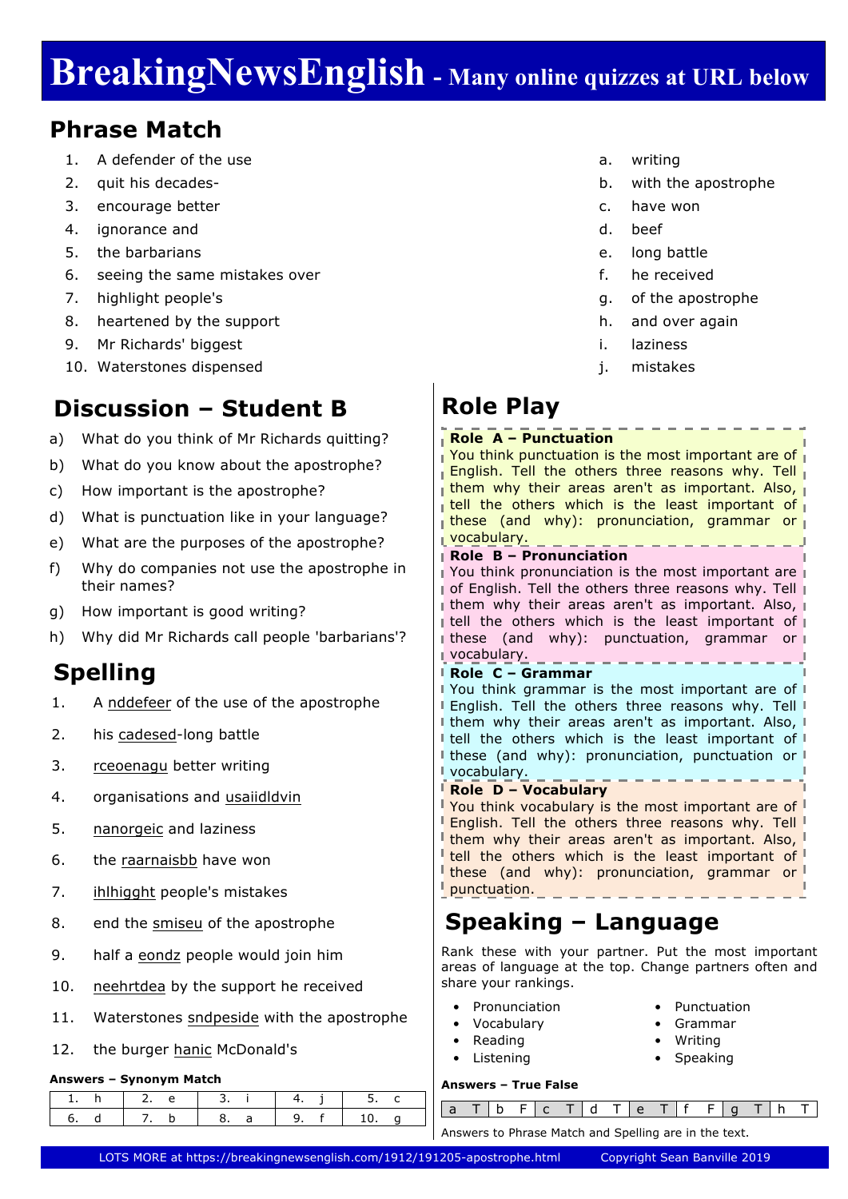# BreakingNewsEnglish - Many online quizzes at URL below

## Phrase Match

1. A defender of the use
2. quit his decades-
3. encourage better
4. ignorance and
5. the barbarians
6. seeing the same mistakes over
7. highlight people's
8. heartened by the support
9. Mr Richards' biggest
10. Waterstones dispensed

a. writing
b. with the apostrophe
c. have won
d. beef
e. long battle
f. he received
g. of the apostrophe
h. and over again
i. laziness
j. mistakes

## Discussion – Student B

a) What do you think of Mr Richards quitting?
b) What do you know about the apostrophe?
c) How important is the apostrophe?
d) What is punctuation like in your language?
e) What are the purposes of the apostrophe?
f) Why do companies not use the apostrophe in their names?
g) How important is good writing?
h) Why did Mr Richards call people 'barbarians'?

## Spelling

1. A nddefeer of the use of the apostrophe
2. his cadesed-long battle
3. rceoenagu better writing
4. organisations and usaiidldvin
5. nanorgeic and laziness
6. the raarnaisbb have won
7. ihlhiggt people's mistakes
8. end the smiseu of the apostrophe
9. half a eondz people would join him
10. neehrtdea by the support he received
11. Waterstones sndpeside with the apostrophe
12. the burger hanic McDonald's

**Answers – Synonym Match**

| | | | | |
|---|---|---|---|---|
| 1. h | 2. e | 3. i | 4. j | 5. c |
| 6. d | 7. b | 8. a | 9. f | 10. g |

## Role Play

**Role A – Punctuation**
You think punctuation is the most important are of English. Tell the others three reasons why. Tell them why their areas aren't as important. Also, tell the others which is the least important of these (and why): pronunciation, grammar or vocabulary.

**Role B – Pronunciation**
You think pronunciation is the most important are of English. Tell the others three reasons why. Tell them why their areas aren't as important. Also, tell the others which is the least important of these (and why): punctuation, grammar or vocabulary.

**Role C – Grammar**
You think grammar is the most important are of English. Tell the others three reasons why. Tell them why their areas aren't as important. Also, tell the others which is the least important of these (and why): pronunciation, punctuation or vocabulary.

**Role D – Vocabulary**
You think vocabulary is the most important are of English. Tell the others three reasons why. Tell them why their areas aren't as important. Also, tell the others which is the least important of these (and why): pronunciation, grammar or punctuation.

## Speaking – Language

Rank these with your partner. Put the most important areas of language at the top. Change partners often and share your rankings.

- Pronunciation
- Vocabulary
- Reading
- Listening
- Punctuation
- Grammar
- Writing
- Speaking

**Answers – True False**

| | | | | | | | | | | | | | | | |
|---|---|---|---|---|---|---|---|---|---|---|---|---|---|---|---|
| a | T | b | F | c | T | d | T | e | T | f | F | g | T | h | T |

Answers to Phrase Match and Spelling are in the text.

LOTS MORE at https://breakingnewsenglish.com/1912/191205-apostrophe.html Copyright Sean Banville 2019